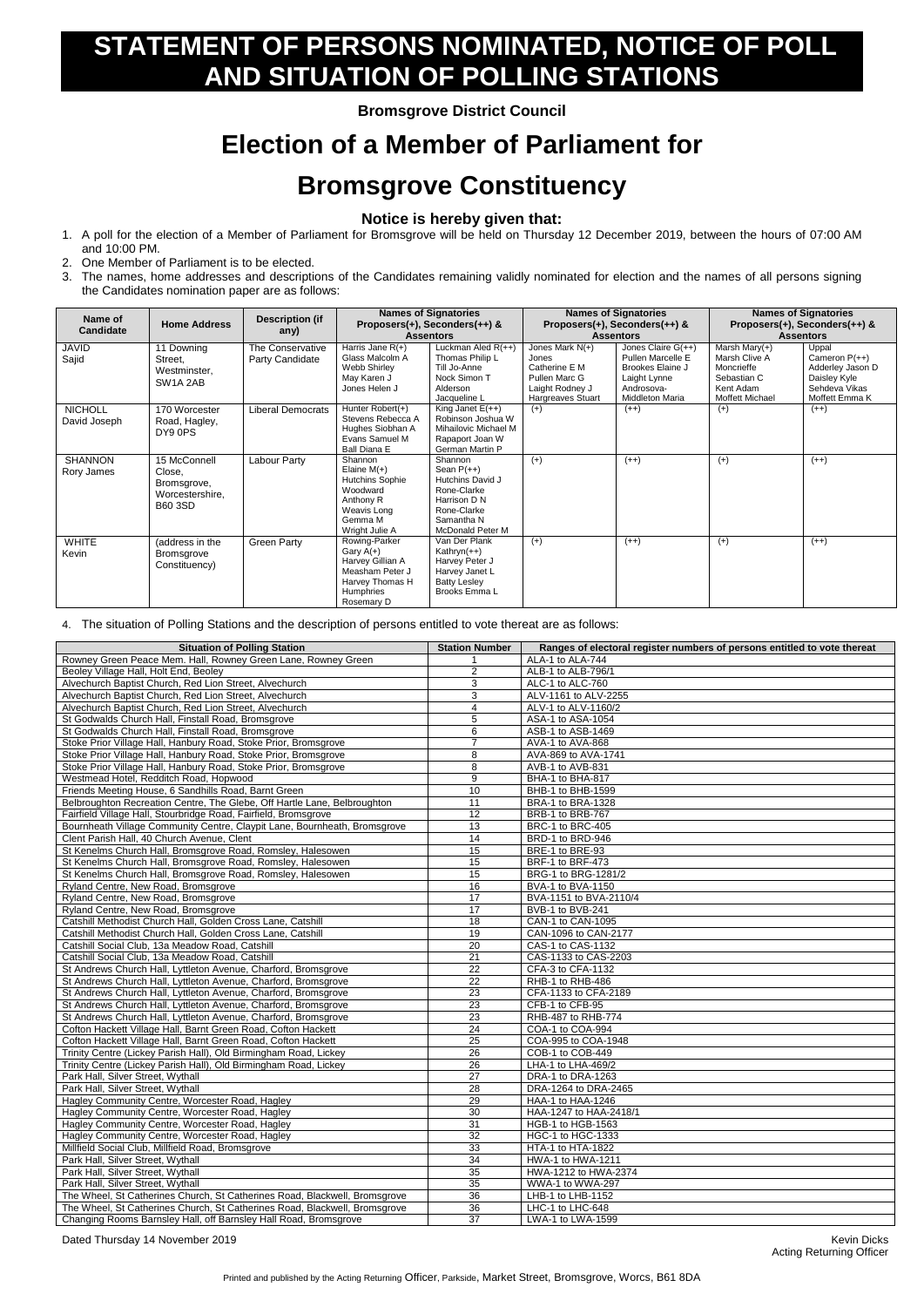# STATEMENT OF PERSONS NOMINATED, NOTICE OF POLL AND SITUATION OF POLLING STATIONS

**Bromsgrove District Council**

# Election of a Member of Parliament for

# Bromsgrove Constituency

**Notice is hereby given that:**

1. A poll for the election of a Member of Parliament for Bromsgrove will be held on Thursday 12 December 2019, between the hours of 07:00 AM and 10:00 PM.
2. One Member of Parliament is to be elected.
3. The names, home addresses and descriptions of the Candidates remaining validly nominated for election and the names of all persons signing the Candidates nomination paper are as follows:

| Name of Candidate | Home Address | Description (if any) | Names of Signatories Proposers(+), Seconders(++) & Assentors | | Names of Signatories Proposers(+), Seconders(++) & Assentors | | Names of Signatories Proposers(+), Seconders(++) & Assentors | |
|---|---|---|---|---|---|---|---|---|
| JAVID Sajid | 11 Downing Street, Westminster, SW1A 2AB | The Conservative Party Candidate | Harris Jane R(+) Glass Malcolm A Webb Shirley May Karen J Jones Helen J | Luckman Aled R(++) Thomas Philip L Till Jo-Anne Nock Simon T Alderson Jacqueline L | Jones Mark N(+) Jones Catherine E M Pullen Marc G Laight Rodney J Hargreaves Stuart | Jones Claire G(++) Pullen Marcelle E Brookes Elaine J Laight Lynne Androsova-Middleton Maria | Marsh Mary(+) Marsh Clive A Moncrieffe Sebastian C Kent Adam Moffett Michael | Uppal Cameron P(++) Adderley Jason D Daisley Kyle Sehdeva Vikas Moffett Emma K |
| NICHOLL David Joseph | 170 Worcester Road, Hagley, DY9 0PS | Liberal Democrats | Hunter Robert(+) Stevens Rebecca A Hughes Siobhan A Evans Samuel M Ball Diana E | King Janet E(++) Robinson Joshua W Mihailovic Michael M Rapaport Joan W German Martin P | (+) | (++) | (+) | (++) |
| SHANNON Rory James | 15 McConnell Close, Bromsgrove, Worcestershire, B60 3SD | Labour Party | Shannon Elaine M(+) Hutchins Sophie Woodward Anthony R Weavis Long Gemma M Wright Julie A | Shannon Sean P(++) Hutchins David J Rone-Clarke Harrison D N Rone-Clarke Samantha N McDonald Peter M | (+) | (++) | (+) | (++) |
| WHITE Kevin | (address in the Bromsgrove Constituency) | Green Party | Rowing-Parker Gary A(+) Harvey Gillian A Measham Peter J Harvey Thomas H Humphries Rosemary D | Van Der Plank Kathryn(++) Harvey Peter J Harvey Janet L Batty Lesley Brooks Emma L | (+) | (++) | (+) | (++) |

4. The situation of Polling Stations and the description of persons entitled to vote thereat are as follows:

| Situation of Polling Station | Station Number | Ranges of electoral register numbers of persons entitled to vote thereat |
|---|---|---|
| Rowney Green Peace Mem. Hall, Rowney Green Lane, Rowney Green | 1 | ALA-1 to ALA-744 |
| Beoley Village Hall, Holt End, Beoley | 2 | ALB-1 to ALB-796/1 |
| Alvechurch Baptist Church, Red Lion Street, Alvechurch | 3 | ALC-1 to ALC-760 |
| Alvechurch Baptist Church, Red Lion Street, Alvechurch | 3 | ALV-1161 to ALV-2255 |
| Alvechurch Baptist Church, Red Lion Street, Alvechurch | 4 | ALV-1 to ALV-1160/2 |
| St Godwalds Church Hall, Finstall Road, Bromsgrove | 5 | ASA-1 to ASA-1054 |
| St Godwalds Church Hall, Finstall Road, Bromsgrove | 6 | ASB-1 to ASB-1469 |
| Stoke Prior Village Hall, Hanbury Road, Stoke Prior, Bromsgrove | 7 | AVA-1 to AVA-868 |
| Stoke Prior Village Hall, Hanbury Road, Stoke Prior, Bromsgrove | 8 | AVA-869 to AVA-1741 |
| Stoke Prior Village Hall, Hanbury Road, Stoke Prior, Bromsgrove | 8 | AVB-1 to AVB-831 |
| Westmead Hotel, Redditch Road, Hopwood | 9 | BHA-1 to BHA-817 |
| Friends Meeting House, 6 Sandhills Road, Barnt Green | 10 | BHB-1 to BHB-1599 |
| Belbroughton Recreation Centre, The Glebe, Off Hartle Lane, Belbroughton | 11 | BRA-1 to BRA-1328 |
| Fairfield Village Hall, Stourbridge Road, Fairfield, Bromsgrove | 12 | BRB-1 to BRB-767 |
| Bournheath Village Community Centre, Claypit Lane, Bournheath, Bromsgrove | 13 | BRC-1 to BRC-405 |
| Clent Parish Hall, 40 Church Avenue, Clent | 14 | BRD-1 to BRD-946 |
| St Kenelms Church Hall, Bromsgrove Road, Romsley, Halesowen | 15 | BRE-1 to BRE-93 |
| St Kenelms Church Hall, Bromsgrove Road, Romsley, Halesowen | 15 | BRF-1 to BRF-473 |
| St Kenelms Church Hall, Bromsgrove Road, Romsley, Halesowen | 15 | BRG-1 to BRG-1281/2 |
| Ryland Centre, New Road, Bromsgrove | 16 | BVA-1 to BVA-1150 |
| Ryland Centre, New Road, Bromsgrove | 17 | BVA-1151 to BVA-2110/4 |
| Ryland Centre, New Road, Bromsgrove | 17 | BVB-1 to BVB-241 |
| Catshill Methodist Church Hall, Golden Cross Lane, Catshill | 18 | CAN-1 to CAN-1095 |
| Catshill Methodist Church Hall, Golden Cross Lane, Catshill | 19 | CAN-1096 to CAN-2177 |
| Catshill Social Club, 13a Meadow Road, Catshill | 20 | CAS-1 to CAS-1132 |
| Catshill Social Club, 13a Meadow Road, Catshill | 21 | CAS-1133 to CAS-2203 |
| St Andrews Church Hall, Lyttleton Avenue, Charford, Bromsgrove | 22 | CFA-3 to CFA-1132 |
| St Andrews Church Hall, Lyttleton Avenue, Charford, Bromsgrove | 22 | RHB-1 to RHB-486 |
| St Andrews Church Hall, Lyttleton Avenue, Charford, Bromsgrove | 23 | CFA-1133 to CFA-2189 |
| St Andrews Church Hall, Lyttleton Avenue, Charford, Bromsgrove | 23 | CFB-1 to CFB-95 |
| St Andrews Church Hall, Lyttleton Avenue, Charford, Bromsgrove | 23 | RHB-487 to RHB-774 |
| Cofton Hackett Village Hall, Barnt Green Road, Cofton Hackett | 24 | COA-1 to COA-994 |
| Cofton Hackett Village Hall, Barnt Green Road, Cofton Hackett | 25 | COA-995 to COA-1948 |
| Trinity Centre (Lickey Parish Hall), Old Birmingham Road, Lickey | 26 | COB-1 to COB-449 |
| Trinity Centre (Lickey Parish Hall), Old Birmingham Road, Lickey | 26 | LHA-1 to LHA-469/2 |
| Park Hall, Silver Street, Wythall | 27 | DRA-1 to DRA-1263 |
| Park Hall, Silver Street, Wythall | 28 | DRA-1264 to DRA-2465 |
| Hagley Community Centre, Worcester Road, Hagley | 29 | HAA-1 to HAA-1246 |
| Hagley Community Centre, Worcester Road, Hagley | 30 | HAA-1247 to HAA-2418/1 |
| Hagley Community Centre, Worcester Road, Hagley | 31 | HGB-1 to HGB-1563 |
| Hagley Community Centre, Worcester Road, Hagley | 32 | HGC-1 to HGC-1333 |
| Millfield Social Club, Millfield Road, Bromsgrove | 33 | HTA-1 to HTA-1822 |
| Park Hall, Silver Street, Wythall | 34 | HWA-1 to HWA-1211 |
| Park Hall, Silver Street, Wythall | 35 | HWA-1212 to HWA-2374 |
| Park Hall, Silver Street, Wythall | 35 | WWA-1 to WWA-297 |
| The Wheel, St Catherines Church, St Catherines Road, Blackwell, Bromsgrove | 36 | LHB-1 to LHB-1152 |
| The Wheel, St Catherines Church, St Catherines Road, Blackwell, Bromsgrove | 36 | LHC-1 to LHC-648 |
| Changing Rooms Barnsley Hall, off Barnsley Hall Road, Bromsgrove | 37 | LWA-1 to LWA-1599 |

Dated Thursday 14 November 2019

Kevin Dicks
Acting Returning Officer

Printed and published by the Acting Returning Officer, Parkside, Market Street, Bromsgrove, Worcs, B61 8DA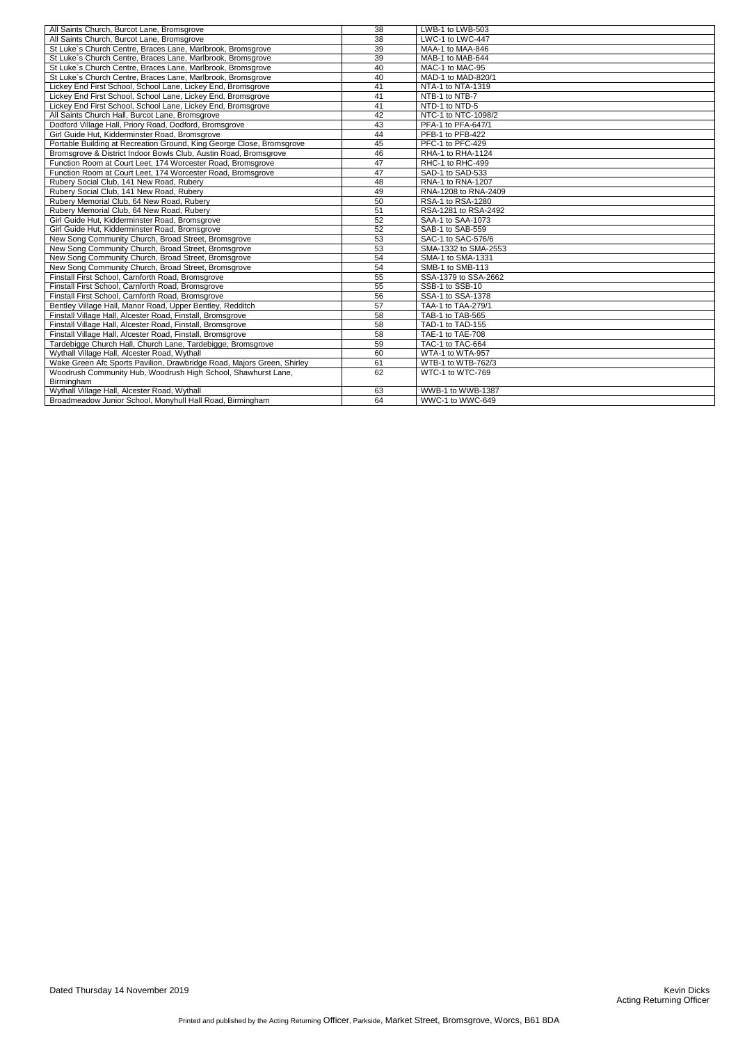| | | |
|---|---|---|
| All Saints Church, Burcot Lane, Bromsgrove | 38 | LWB-1 to LWB-503 |
| All Saints Church, Burcot Lane, Bromsgrove | 38 | LWC-1 to LWC-447 |
| St Luke`s Church Centre, Braces Lane, Marlbrook, Bromsgrove | 39 | MAA-1 to MAA-846 |
| St Luke`s Church Centre, Braces Lane, Marlbrook, Bromsgrove | 39 | MAB-1 to MAB-644 |
| St Luke`s Church Centre, Braces Lane, Marlbrook, Bromsgrove | 40 | MAC-1 to MAC-95 |
| St Luke`s Church Centre, Braces Lane, Marlbrook, Bromsgrove | 40 | MAD-1 to MAD-820/1 |
| Lickey End First School, School Lane, Lickey End, Bromsgrove | 41 | NTA-1 to NTA-1319 |
| Lickey End First School, School Lane, Lickey End, Bromsgrove | 41 | NTB-1 to NTB-7 |
| Lickey End First School, School Lane, Lickey End, Bromsgrove | 41 | NTD-1 to NTD-5 |
| All Saints Church Hall, Burcot Lane, Bromsgrove | 42 | NTC-1 to NTC-1098/2 |
| Dodford Village Hall, Priory Road, Dodford, Bromsgrove | 43 | PFA-1 to PFA-647/1 |
| Girl Guide Hut, Kidderminster Road, Bromsgrove | 44 | PFB-1 to PFB-422 |
| Portable Building at Recreation Ground, King George Close, Bromsgrove | 45 | PFC-1 to PFC-429 |
| Bromsgrove & District Indoor Bowls Club, Austin Road, Bromsgrove | 46 | RHA-1 to RHA-1124 |
| Function Room at Court Leet, 174 Worcester Road, Bromsgrove | 47 | RHC-1 to RHC-499 |
| Function Room at Court Leet, 174 Worcester Road, Bromsgrove | 47 | SAD-1 to SAD-533 |
| Rubery Social Club, 141 New Road, Rubery | 48 | RNA-1 to RNA-1207 |
| Rubery Social Club, 141 New Road, Rubery | 49 | RNA-1208 to RNA-2409 |
| Rubery Memorial Club, 64 New Road, Rubery | 50 | RSA-1 to RSA-1280 |
| Rubery Memorial Club, 64 New Road, Rubery | 51 | RSA-1281 to RSA-2492 |
| Girl Guide Hut, Kidderminster Road, Bromsgrove | 52 | SAA-1 to SAA-1073 |
| Girl Guide Hut, Kidderminster Road, Bromsgrove | 52 | SAB-1 to SAB-559 |
| New Song Community Church, Broad Street, Bromsgrove | 53 | SAC-1 to SAC-576/6 |
| New Song Community Church, Broad Street, Bromsgrove | 53 | SMA-1332 to SMA-2553 |
| New Song Community Church, Broad Street, Bromsgrove | 54 | SMA-1 to SMA-1331 |
| New Song Community Church, Broad Street, Bromsgrove | 54 | SMB-1 to SMB-113 |
| Finstall First School, Carnforth Road, Bromsgrove | 55 | SSA-1379 to SSA-2662 |
| Finstall First School, Carnforth Road, Bromsgrove | 55 | SSB-1 to SSB-10 |
| Finstall First School, Carnforth Road, Bromsgrove | 56 | SSA-1 to SSA-1378 |
| Bentley Village Hall, Manor Road, Upper Bentley, Redditch | 57 | TAA-1 to TAA-279/1 |
| Finstall Village Hall, Alcester Road, Finstall, Bromsgrove | 58 | TAB-1 to TAB-565 |
| Finstall Village Hall, Alcester Road, Finstall, Bromsgrove | 58 | TAD-1 to TAD-155 |
| Finstall Village Hall, Alcester Road, Finstall, Bromsgrove | 58 | TAE-1 to TAE-708 |
| Tardebigge Church Hall, Church Lane, Tardebigge, Bromsgrove | 59 | TAC-1 to TAC-664 |
| Wythall Village Hall, Alcester Road, Wythall | 60 | WTA-1 to WTA-957 |
| Wake Green Afc Sports Pavilion, Drawbridge Road, Majors Green, Shirley | 61 | WTB-1 to WTB-762/3 |
| Woodrush Community Hub, Woodrush High School, Shawhurst Lane, Birmingham | 62 | WTC-1 to WTC-769 |
| Wythall Village Hall, Alcester Road, Wythall | 63 | WWB-1 to WWB-1387 |
| Broadmeadow Junior School, Monyhull Hall Road, Birmingham | 64 | WWC-1 to WWC-649 |

Dated Thursday 14 November 2019

Kevin Dicks
Acting Returning Officer

Printed and published by the Acting Returning Officer, Parkside, Market Street, Bromsgrove, Worcs, B61 8DA